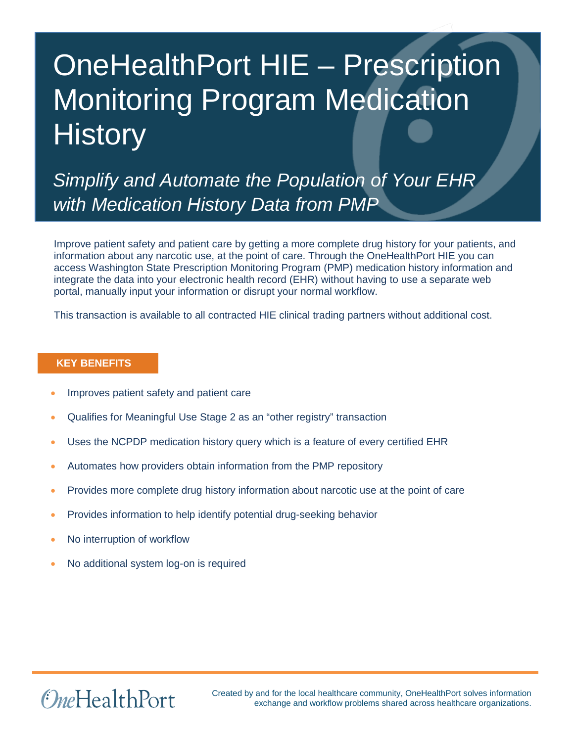# OneHealthPort HIE – Prescription Monitoring Program Medication History

*Simplify and Automate the Population of Your EHR with Medication History Data from PMP*

Improve patient safety and patient care by getting a more complete drug history for your patients, and information about any narcotic use, at the point of care. Through the OneHealthPort HIE you can access Washington State Prescription Monitoring Program (PMP) medication history information and integrate the data into your electronic health record (EHR) without having to use a separate web portal, manually input your information or disrupt your normal workflow.

This transaction is available to all contracted HIE clinical trading partners without additional cost.

## KEY BENEFITS

- Improves patient safety and patient care
- Qualifies for Meaningful Use Stage 2 as an “other registry” transaction
- Uses the NCPDP medication history query which is a feature of every certified EHR
- Automates how providers obtain information from the PMP repository
- Provides more complete drug history information about narcotic use at the point of care
- Provides information to help identify potential drug-seeking behavior
- No interruption of workflow
- No additional system log-on is required

OneHealthPort

Created by and for the local healthcare community, OneHealthPort solves information exchange and workflow problems shared across healthcare organizations.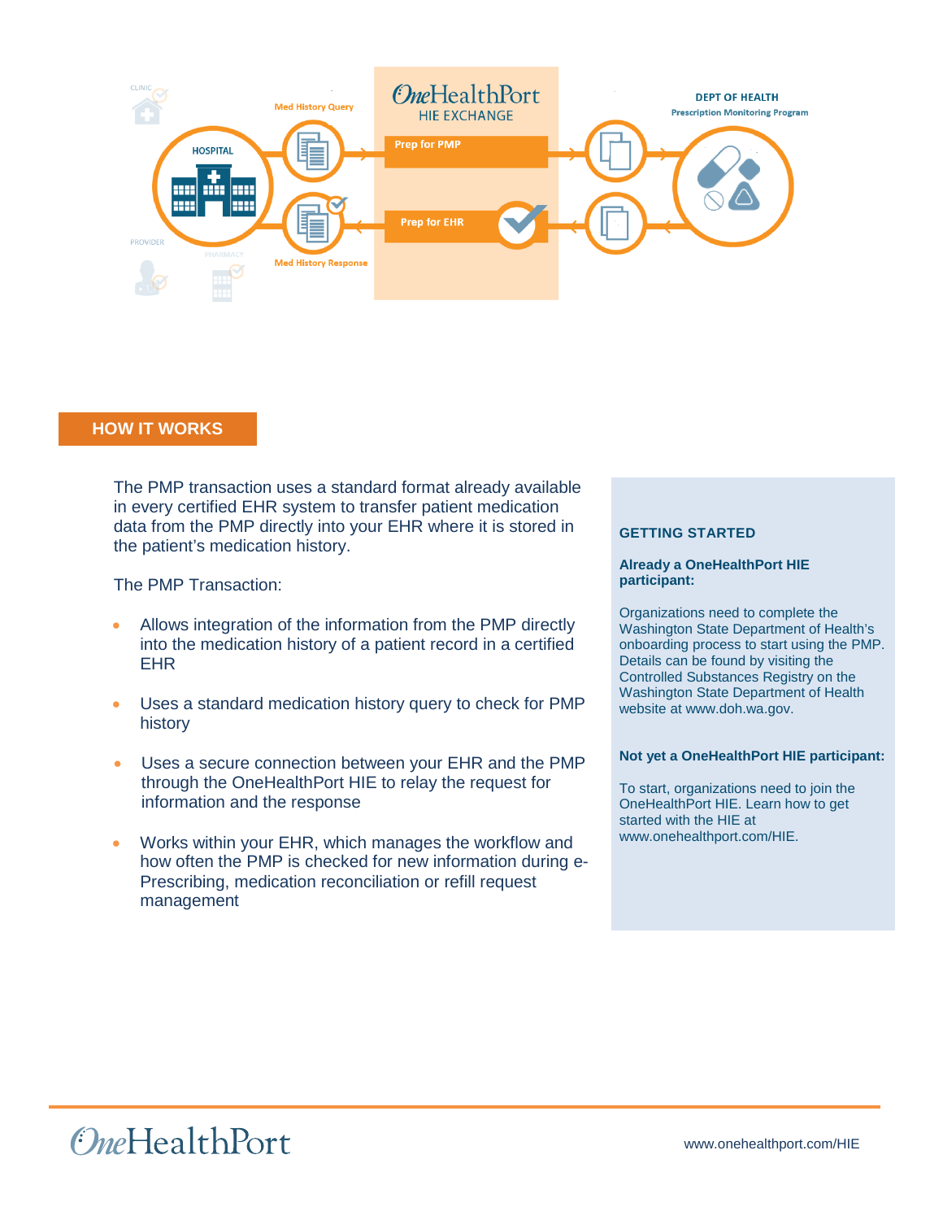CLINIC

Med History Query

OneHealthPort
HIE EXCHANGE

Prep for PMP

DEPT OF HEALTH
Prescription Monitoring Program

HOSPITAL

Prep for EHR

PROVIDER

PHARMACY

Med History Response

## HOW IT WORKS

The PMP transaction uses a standard format already available in every certified EHR system to transfer patient medication data from the PMP directly into your EHR where it is stored in the patient's medication history.

The PMP Transaction:

- Allows integration of the information from the PMP directly into the medication history of a patient record in a certified EHR
- Uses a standard medication history query to check for PMP history
- Uses a secure connection between your EHR and the PMP through the OneHealthPort HIE to relay the request for information and the response
- Works within your EHR, which manages the workflow and how often the PMP is checked for new information during e-Prescribing, medication reconciliation or refill request management

### GETTING STARTED

**Already a OneHealthPort HIE participant:**

Organizations need to complete the Washington State Department of Health's onboarding process to start using the PMP. Details can be found by visiting the Controlled Substances Registry on the Washington State Department of Health website at www.doh.wa.gov.

**Not yet a OneHealthPort HIE participant:**

To start, organizations need to join the OneHealthPort HIE. Learn how to get started with the HIE at www.onehealthport.com/HIE.

OneHealthPort

www.onehealthport.com/HIE